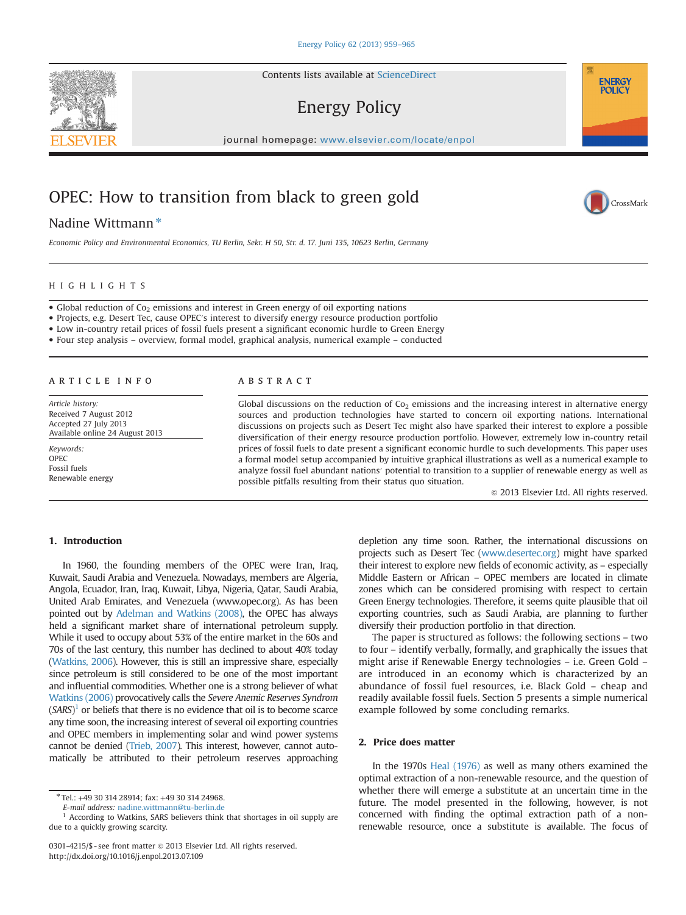# OPEC: How to transition from black to green gold

Nadine Wittmann *

*Economic Policy and Environmental Economics, TU Berlin, Sekr. H 50, Str. d. 17. Juni 135, 10623 Berlin, Germany*

## HIGHLIGHTS

- Global reduction of $Co_2$ emissions and interest in Green energy of oil exporting nations
- Projects, e.g. Desert Tec, cause OPEC's interest to diversify energy resource production portfolio
- Low in-country retail prices of fossil fuels present a significant economic hurdle to Green Energy
- Four step analysis – overview, formal model, graphical analysis, numerical example – conducted

## ARTICLE INFO

*Article history:*
Received 7 August 2012
Accepted 27 July 2013
Available online 24 August 2013

*Keywords:*
OPEC
Fossil fuels
Renewable energy

## ABSTRACT

Global discussions on the reduction of $Co_2$ emissions and the increasing interest in alternative energy sources and production technologies have started to concern oil exporting nations. International discussions on projects such as Desert Tec might also have sparked their interest to explore a possible diversification of their energy resource production portfolio. However, extremely low in-country retail prices of fossil fuels to date present a significant economic hurdle to such developments. This paper uses a formal model setup accompanied by intuitive graphical illustrations as well as a numerical example to analyze fossil fuel abundant nations′ potential to transition to a supplier of renewable energy as well as possible pitfalls resulting from their status quo situation.

© 2013 Elsevier Ltd. All rights reserved.

## 1. Introduction

In 1960, the founding members of the OPEC were Iran, Iraq, Kuwait, Saudi Arabia and Venezuela. Nowadays, members are Algeria, Angola, Ecuador, Iran, Iraq, Kuwait, Libya, Nigeria, Qatar, Saudi Arabia, United Arab Emirates, and Venezuela (www.opec.org). As has been pointed out by Adelman and Watkins (2008), the OPEC has always held a significant market share of international petroleum supply. While it used to occupy about 53% of the entire market in the 60s and 70s of the last century, this number has declined to about 40% today (Watkins, 2006). However, this is still an impressive share, especially since petroleum is still considered to be one of the most important and influential commodities. Whether one is a strong believer of what Watkins (2006) provocatively calls the *Severe Anemic Reserves Syndrom* (*SARS*)[1] or beliefs that there is no evidence that oil is to become scarce any time soon, the increasing interest of several oil exporting countries and OPEC members in implementing solar and wind power systems cannot be denied (Trieb, 2007). This interest, however, cannot automatically be attributed to their petroleum reserves approaching depletion any time soon. Rather, the international discussions on projects such as Desert Tec (www.desertec.org) might have sparked their interest to explore new fields of economic activity, as – especially Middle Eastern or African – OPEC members are located in climate zones which can be considered promising with respect to certain Green Energy technologies. Therefore, it seems quite plausible that oil exporting countries, such as Saudi Arabia, are planning to further diversify their production portfolio in that direction.

The paper is structured as follows: the following sections – two to four – identify verbally, formally, and graphically the issues that might arise if Renewable Energy technologies – i.e. Green Gold – are introduced in an economy which is characterized by an abundance of fossil fuel resources, i.e. Black Gold – cheap and readily available fossil fuels. Section 5 presents a simple numerical example followed by some concluding remarks.

## 2. Price does matter

In the 1970s Heal (1976) as well as many others examined the optimal extraction of a non-renewable resource, and the question of whether there will emerge a substitute at an uncertain time in the future. The model presented in the following, however, is not concerned with finding the optimal extraction path of a non-renewable resource, once a substitute is available. The focus of

---

* Tel.: +49 30 314 28914; fax: +49 30 314 24968.
*E-mail address:* nadine.wittmann@tu-berlin.de

[1] According to Watkins, SARS believers think that shortages in oil supply are due to a quickly growing scarcity.

0301-4215/$ - see front matter © 2013 Elsevier Ltd. All rights reserved.
http://dx.doi.org/10.1016/j.enpol.2013.07.109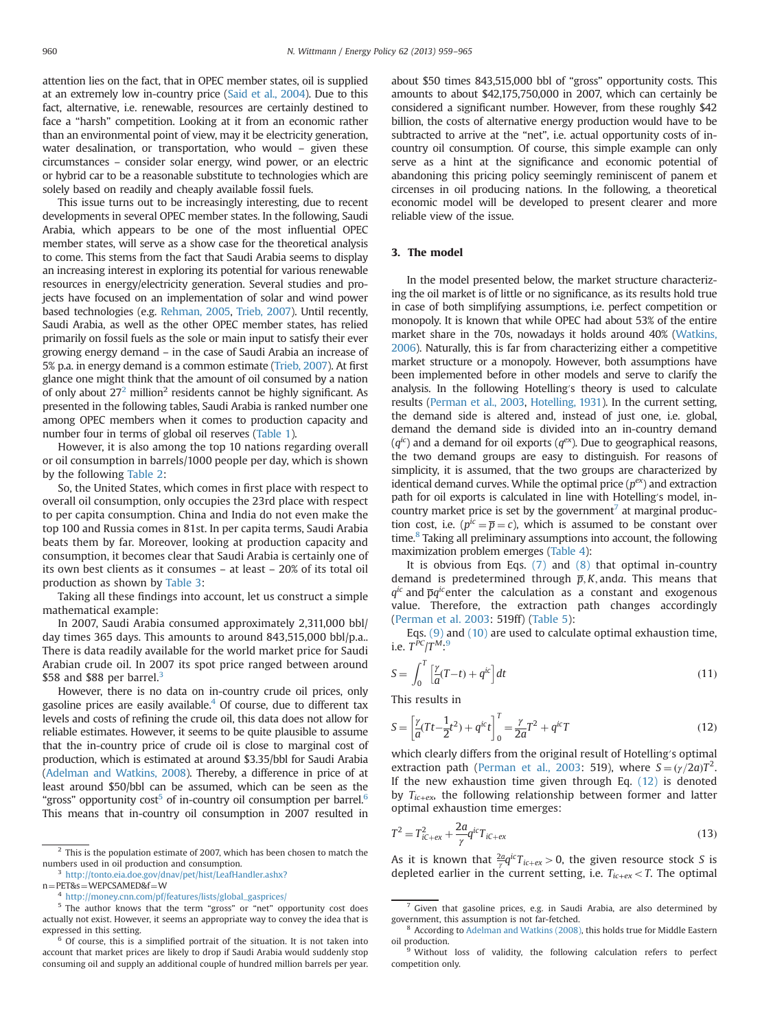attention lies on the fact, that in OPEC member states, oil is supplied at an extremely low in-country price (Said et al., 2004). Due to this fact, alternative, i.e. renewable, resources are certainly destined to face a "harsh" competition. Looking at it from an economic rather than an environmental point of view, may it be electricity generation, water desalination, or transportation, who would – given these circumstances – consider solar energy, wind power, or an electric or hybrid car to be a reasonable substitute to technologies which are solely based on readily and cheaply available fossil fuels.

This issue turns out to be increasingly interesting, due to recent developments in several OPEC member states. In the following, Saudi Arabia, which appears to be one of the most influential OPEC member states, will serve as a show case for the theoretical analysis to come. This stems from the fact that Saudi Arabia seems to display an increasing interest in exploring its potential for various renewable resources in energy/electricity generation. Several studies and projects have focused on an implementation of solar and wind power based technologies (e.g. Rehman, 2005, Trieb, 2007). Until recently, Saudi Arabia, as well as the other OPEC member states, has relied primarily on fossil fuels as the sole or main input to satisfy their ever growing energy demand – in the case of Saudi Arabia an increase of 5% p.a. in energy demand is a common estimate (Trieb, 2007). At first glance one might think that the amount of oil consumed by a nation of only about 27[2] million[2] residents cannot be highly significant. As presented in the following tables, Saudi Arabia is ranked number one among OPEC members when it comes to production capacity and number four in terms of global oil reserves (Table 1).

However, it is also among the top 10 nations regarding overall or oil consumption in barrels/1000 people per day, which is shown by the following Table 2:

So, the United States, which comes in first place with respect to overall oil consumption, only occupies the 23rd place with respect to per capita consumption. China and India do not even make the top 100 and Russia comes in 81st. In per capita terms, Saudi Arabia beats them by far. Moreover, looking at production capacity and consumption, it becomes clear that Saudi Arabia is certainly one of its own best clients as it consumes – at least – 20% of its total oil production as shown by Table 3:

Taking all these findings into account, let us construct a simple mathematical example:

In 2007, Saudi Arabia consumed approximately 2,311,000 bbl/day times 365 days. This amounts to around 843,515,000 bbl/p.a.. There is data readily available for the world market price for Saudi Arabian crude oil. In 2007 its spot price ranged between around \$58 and \$88 per barrel.[3]

However, there is no data on in-country crude oil prices, only gasoline prices are easily available.[4] Of course, due to different tax levels and costs of refining the crude oil, this data does not allow for reliable estimates. However, it seems to be quite plausible to assume that the in-country price of crude oil is close to marginal cost of production, which is estimated at around \$3.35/bbl for Saudi Arabia (Adelman and Watkins, 2008). Thereby, a difference in price of at least around \$50/bbl can be assumed, which can be seen as the "gross" opportunity cost[5] of in-country oil consumption per barrel.[6] This means that in-country oil consumption in 2007 resulted in about \$50 times 843,515,000 bbl of "gross" opportunity costs. This amounts to about \$42,175,750,000 in 2007, which can certainly be considered a significant number. However, from these roughly \$42 billion, the costs of alternative energy production would have to be subtracted to arrive at the "net", i.e. actual opportunity costs of in-country oil consumption. Of course, this simple example can only serve as a hint at the significance and economic potential of abandoning this pricing policy seemingly reminiscent of panem et circenses in oil producing nations. In the following, a theoretical economic model will be developed to present clearer and more reliable view of the issue.

## 3. The model

In the model presented below, the market structure characterizing the oil market is of little or no significance, as its results hold true in case of both simplifying assumptions, i.e. perfect competition or monopoly. It is known that while OPEC had about 53% of the entire market share in the 70s, nowadays it holds around 40% (Watkins, 2006). Naturally, this is far from characterizing either a competitive market structure or a monopoly. However, both assumptions have been implemented before in other models and serve to clarify the analysis. In the following Hotelling's theory is used to calculate results (Perman et al., 2003, Hotelling, 1931). In the current setting, the demand side is altered and, instead of just one, i.e. global, demand the demand side is divided into an in-country demand ($q^{ic}$) and a demand for oil exports ($q^{ex}$). Due to geographical reasons, the two demand groups are easy to distinguish. For reasons of simplicity, it is assumed, that the two groups are characterized by identical demand curves. While the optimal price ($p^{ex}$) and extraction path for oil exports is calculated in line with Hotelling's model, in-country market price is set by the government[7] at marginal production cost, i.e. ($p^{ic} = \overline{p} = c$), which is assumed to be constant over time.[8] Taking all preliminary assumptions into account, the following maximization problem emerges (Table 4):

It is obvious from Eqs. (7) and (8) that optimal in-country demand is predetermined through $\overline{p}, K,$ and $a$. This means that $q^{ic}$ and $\overline{p}q^{ic}$ enter the calculation as a constant and exogenous value. Therefore, the extraction path changes accordingly (Perman et al. 2003: 519ff) (Table 5):

Eqs. (9) and (10) are used to calculate optimal exhaustion time, i.e. $T^{PC}/T^{M}$:[9]

$$S = \int_0^T \left[\frac{\gamma}{a}(T-t) + q^{ic}\right] dt \tag{11}$$

This results in

$$S = \left[\frac{\gamma}{a}\left(Tt - \frac{1}{2}t^2\right) + q^{ic}t\right]_0^T = \frac{\gamma}{2a}T^2 + q^{ic}T \tag{12}$$

which clearly differs from the original result of Hotelling's optimal extraction path (Perman et al., 2003: 519), where $S = (\gamma/2a)T^2$. If the new exhaustion time given through Eq. (12) is denoted by $T_{ic+ex}$, the following relationship between former and latter optimal exhaustion time emerges:

$$T^2 = T_{iC+ex}^2 + \frac{2a}{\gamma}q^{ic}T_{iC+ex} \tag{13}$$

As it is known that $\frac{2a}{\gamma}q^{ic}T_{ic+ex} > 0$, the given resource stock $S$ is depleted earlier in the current setting, i.e. $T_{ic+ex} < T$. The optimal

---

[2] This is the population estimate of 2007, which has been chosen to match the numbers used in oil production and consumption.

[3] http://tonto.eia.doe.gov/dnav/pet/hist/LeafHandler.ashx?n=PET&s=WEPCSAMED&f=W

[4] http://money.cnn.com/pf/features/lists/global_gasprices/

[5] The author knows that the term "gross" or "net" opportunity cost does actually not exist. However, it seems an appropriate way to convey the idea that is expressed in this setting.

[6] Of course, this is a simplified portrait of the situation. It is not taken into account that market prices are likely to drop if Saudi Arabia would suddenly stop consuming oil and supply an additional couple of hundred million barrels per year.

[7] Given that gasoline prices, e.g. in Saudi Arabia, are also determined by government, this assumption is not far-fetched.

[8] According to Adelman and Watkins (2008), this holds true for Middle Eastern oil production.

[9] Without loss of validity, the following calculation refers to perfect competition only.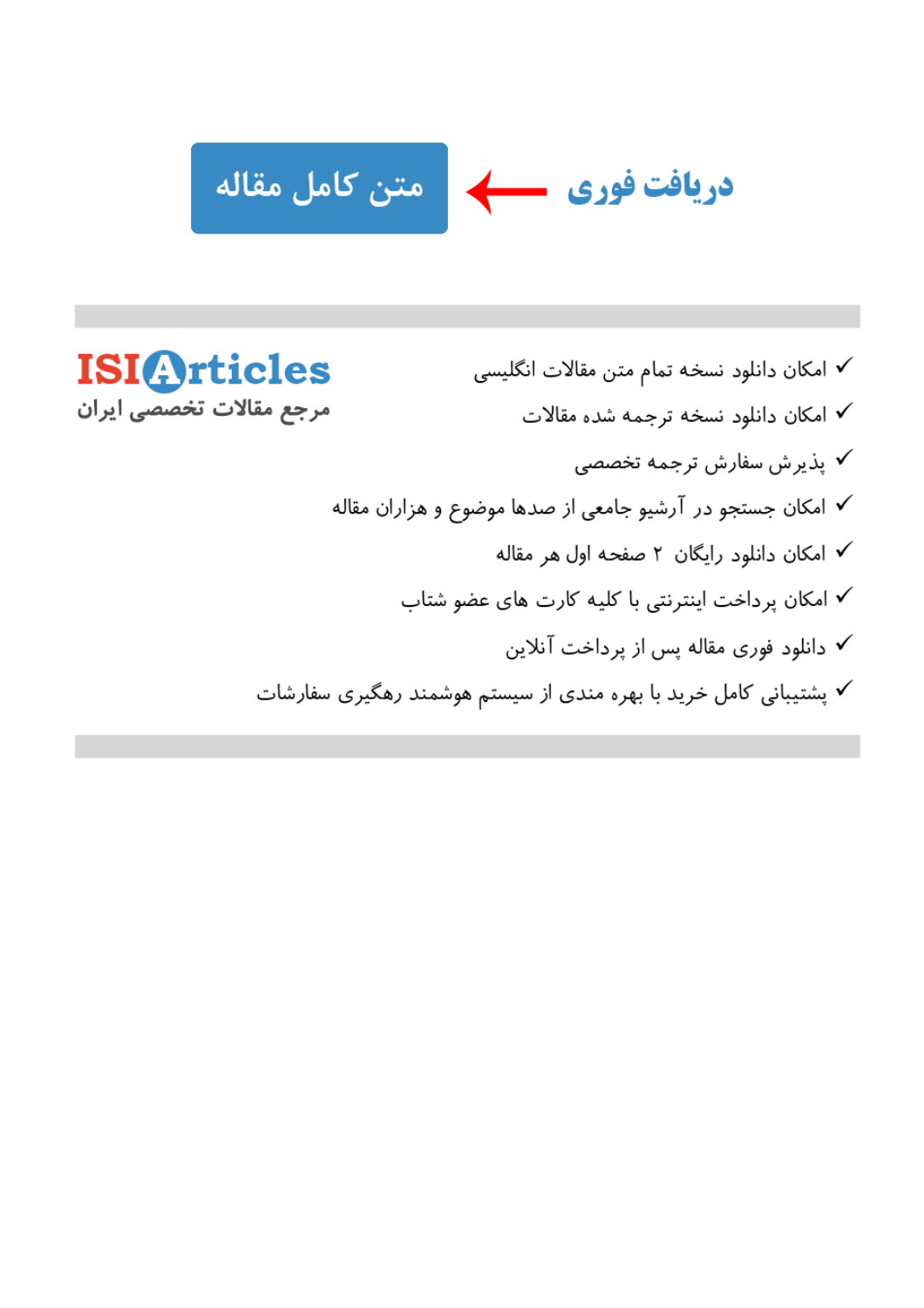دریافت فوری ← متن کامل مقاله

**ISIArticles**
مرجع مقالات تخصصی ایران

- ✓ امکان دانلود نسخه تمام متن مقالات انگلیسی
- ✓ امکان دانلود نسخه ترجمه شده مقالات
- ✓ پذیرش سفارش ترجمه تخصصی
- ✓ امکان جستجو در آرشیو جامعی از صدها موضوع و هزاران مقاله
- ✓ امکان دانلود رایگان ۲ صفحه اول هر مقاله
- ✓ امکان پرداخت اینترنتی با کلیه کارت های عضو شتاب
- ✓ دانلود فوری مقاله پس از پرداخت آنلاین
- ✓ پشتیبانی کامل خرید با بهره مندی از سیستم هوشمند رهگیری سفارشات